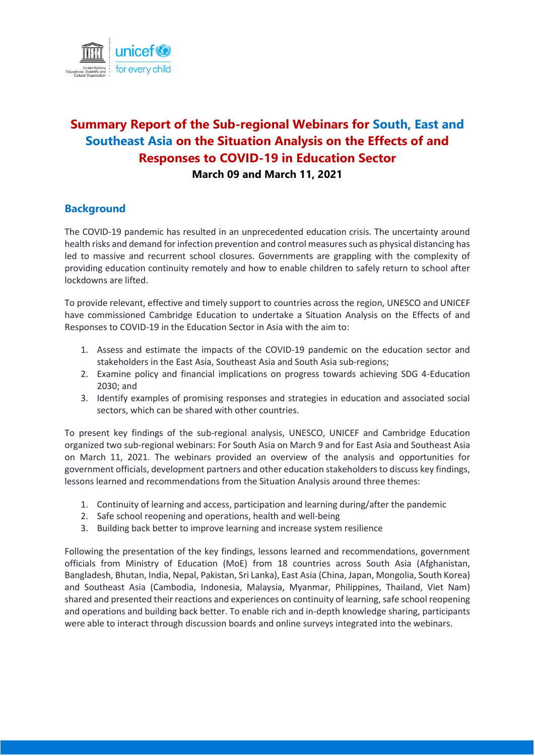# Summary Report of the Sub-regional Webinars for South, East and Southeast Asia on the Situation Analysis on the Effects of and Responses to COVID-19 in Education Sector

**March 09 and March 11, 2021**

## Background

The COVID-19 pandemic has resulted in an unprecedented education crisis. The uncertainty around health risks and demand for infection prevention and control measures such as physical distancing has led to massive and recurrent school closures. Governments are grappling with the complexity of providing education continuity remotely and how to enable children to safely return to school after lockdowns are lifted.

To provide relevant, effective and timely support to countries across the region, UNESCO and UNICEF have commissioned Cambridge Education to undertake a Situation Analysis on the Effects of and Responses to COVID-19 in the Education Sector in Asia with the aim to:

1. Assess and estimate the impacts of the COVID-19 pandemic on the education sector and stakeholders in the East Asia, Southeast Asia and South Asia sub-regions;
2. Examine policy and financial implications on progress towards achieving SDG 4-Education 2030; and
3. Identify examples of promising responses and strategies in education and associated social sectors, which can be shared with other countries.

To present key findings of the sub-regional analysis, UNESCO, UNICEF and Cambridge Education organized two sub-regional webinars: For South Asia on March 9 and for East Asia and Southeast Asia on March 11, 2021. The webinars provided an overview of the analysis and opportunities for government officials, development partners and other education stakeholders to discuss key findings, lessons learned and recommendations from the Situation Analysis around three themes:

1. Continuity of learning and access, participation and learning during/after the pandemic
2. Safe school reopening and operations, health and well-being
3. Building back better to improve learning and increase system resilience

Following the presentation of the key findings, lessons learned and recommendations, government officials from Ministry of Education (MoE) from 18 countries across South Asia (Afghanistan, Bangladesh, Bhutan, India, Nepal, Pakistan, Sri Lanka), East Asia (China, Japan, Mongolia, South Korea) and Southeast Asia (Cambodia, Indonesia, Malaysia, Myanmar, Philippines, Thailand, Viet Nam) shared and presented their reactions and experiences on continuity of learning, safe school reopening and operations and building back better. To enable rich and in-depth knowledge sharing, participants were able to interact through discussion boards and online surveys integrated into the webinars.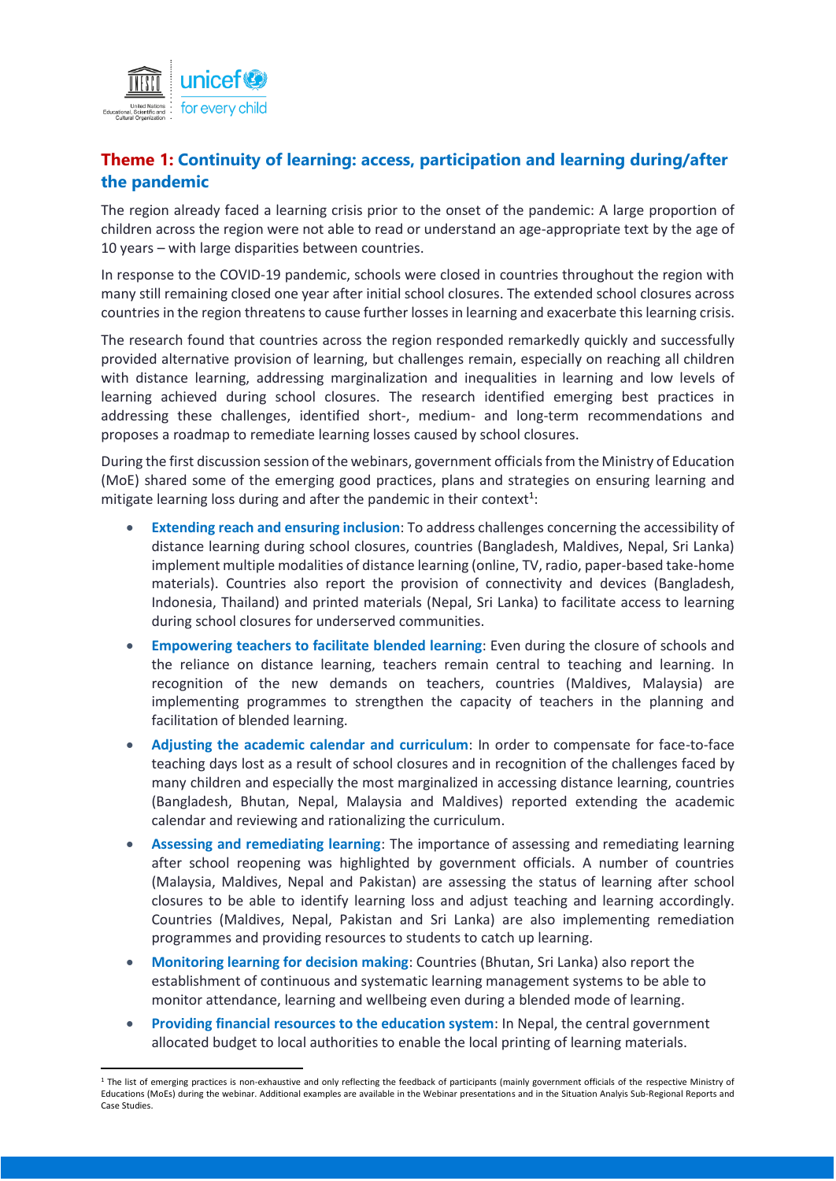## Theme 1: Continuity of learning: access, participation and learning during/after the pandemic

The region already faced a learning crisis prior to the onset of the pandemic: A large proportion of children across the region were not able to read or understand an age-appropriate text by the age of 10 years – with large disparities between countries.

In response to the COVID-19 pandemic, schools were closed in countries throughout the region with many still remaining closed one year after initial school closures. The extended school closures across countries in the region threatens to cause further losses in learning and exacerbate this learning crisis.

The research found that countries across the region responded remarkedly quickly and successfully provided alternative provision of learning, but challenges remain, especially on reaching all children with distance learning, addressing marginalization and inequalities in learning and low levels of learning achieved during school closures. The research identified emerging best practices in addressing these challenges, identified short-, medium- and long-term recommendations and proposes a roadmap to remediate learning losses caused by school closures.

During the first discussion session of the webinars, government officials from the Ministry of Education (MoE) shared some of the emerging good practices, plans and strategies on ensuring learning and mitigate learning loss during and after the pandemic in their context[1]:

- **Extending reach and ensuring inclusion**: To address challenges concerning the accessibility of distance learning during school closures, countries (Bangladesh, Maldives, Nepal, Sri Lanka) implement multiple modalities of distance learning (online, TV, radio, paper-based take-home materials). Countries also report the provision of connectivity and devices (Bangladesh, Indonesia, Thailand) and printed materials (Nepal, Sri Lanka) to facilitate access to learning during school closures for underserved communities.
- **Empowering teachers to facilitate blended learning**: Even during the closure of schools and the reliance on distance learning, teachers remain central to teaching and learning. In recognition of the new demands on teachers, countries (Maldives, Malaysia) are implementing programmes to strengthen the capacity of teachers in the planning and facilitation of blended learning.
- **Adjusting the academic calendar and curriculum**: In order to compensate for face-to-face teaching days lost as a result of school closures and in recognition of the challenges faced by many children and especially the most marginalized in accessing distance learning, countries (Bangladesh, Bhutan, Nepal, Malaysia and Maldives) reported extending the academic calendar and reviewing and rationalizing the curriculum.
- **Assessing and remediating learning**: The importance of assessing and remediating learning after school reopening was highlighted by government officials. A number of countries (Malaysia, Maldives, Nepal and Pakistan) are assessing the status of learning after school closures to be able to identify learning loss and adjust teaching and learning accordingly. Countries (Maldives, Nepal, Pakistan and Sri Lanka) are also implementing remediation programmes and providing resources to students to catch up learning.
- **Monitoring learning for decision making**: Countries (Bhutan, Sri Lanka) also report the establishment of continuous and systematic learning management systems to be able to monitor attendance, learning and wellbeing even during a blended mode of learning.
- **Providing financial resources to the education system**: In Nepal, the central government allocated budget to local authorities to enable the local printing of learning materials.

[1] The list of emerging practices is non-exhaustive and only reflecting the feedback of participants (mainly government officials of the respective Ministry of Educations (MoEs) during the webinar. Additional examples are available in the Webinar presentations and in the Situation Analyis Sub-Regional Reports and Case Studies.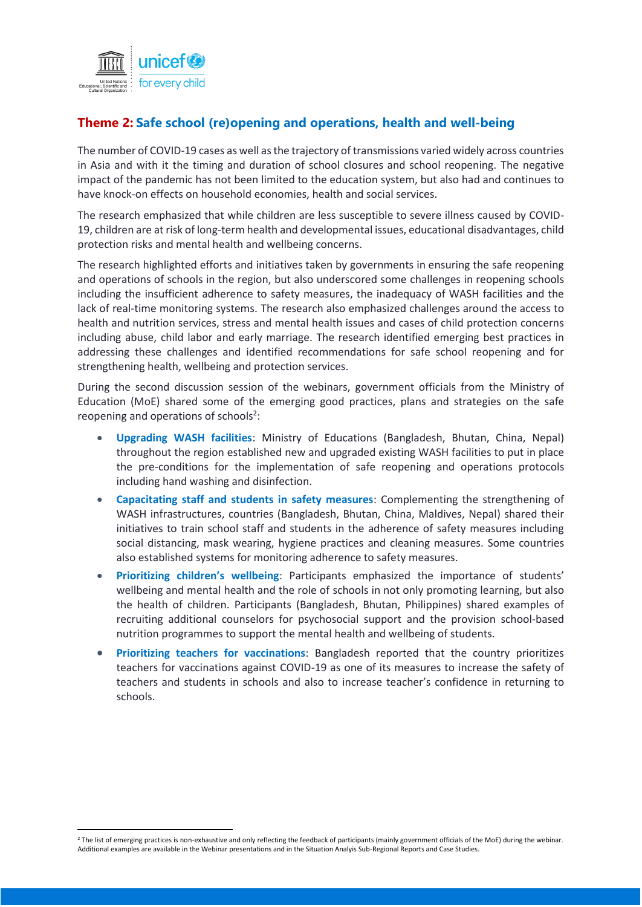## Theme 2: Safe school (re)opening and operations, health and well-being

The number of COVID-19 cases as well as the trajectory of transmissions varied widely across countries in Asia and with it the timing and duration of school closures and school reopening. The negative impact of the pandemic has not been limited to the education system, but also had and continues to have knock-on effects on household economies, health and social services.

The research emphasized that while children are less susceptible to severe illness caused by COVID-19, children are at risk of long-term health and developmental issues, educational disadvantages, child protection risks and mental health and wellbeing concerns.

The research highlighted efforts and initiatives taken by governments in ensuring the safe reopening and operations of schools in the region, but also underscored some challenges in reopening schools including the insufficient adherence to safety measures, the inadequacy of WASH facilities and the lack of real-time monitoring systems. The research also emphasized challenges around the access to health and nutrition services, stress and mental health issues and cases of child protection concerns including abuse, child labor and early marriage. The research identified emerging best practices in addressing these challenges and identified recommendations for safe school reopening and for strengthening health, wellbeing and protection services.

During the second discussion session of the webinars, government officials from the Ministry of Education (MoE) shared some of the emerging good practices, plans and strategies on the safe reopening and operations of schools[2]:

- **Upgrading WASH facilities**: Ministry of Educations (Bangladesh, Bhutan, China, Nepal) throughout the region established new and upgraded existing WASH facilities to put in place the pre-conditions for the implementation of safe reopening and operations protocols including hand washing and disinfection.
- **Capacitating staff and students in safety measures**: Complementing the strengthening of WASH infrastructures, countries (Bangladesh, Bhutan, China, Maldives, Nepal) shared their initiatives to train school staff and students in the adherence of safety measures including social distancing, mask wearing, hygiene practices and cleaning measures. Some countries also established systems for monitoring adherence to safety measures.
- **Prioritizing children's wellbeing**: Participants emphasized the importance of students' wellbeing and mental health and the role of schools in not only promoting learning, but also the health of children. Participants (Bangladesh, Bhutan, Philippines) shared examples of recruiting additional counselors for psychosocial support and the provision school-based nutrition programmes to support the mental health and wellbeing of students.
- **Prioritizing teachers for vaccinations**: Bangladesh reported that the country prioritizes teachers for vaccinations against COVID-19 as one of its measures to increase the safety of teachers and students in schools and also to increase teacher's confidence in returning to schools.

[2] The list of emerging practices is non-exhaustive and only reflecting the feedback of participants (mainly government officials of the MoE) during the webinar. Additional examples are available in the Webinar presentations and in the Situation Analyis Sub-Regional Reports and Case Studies.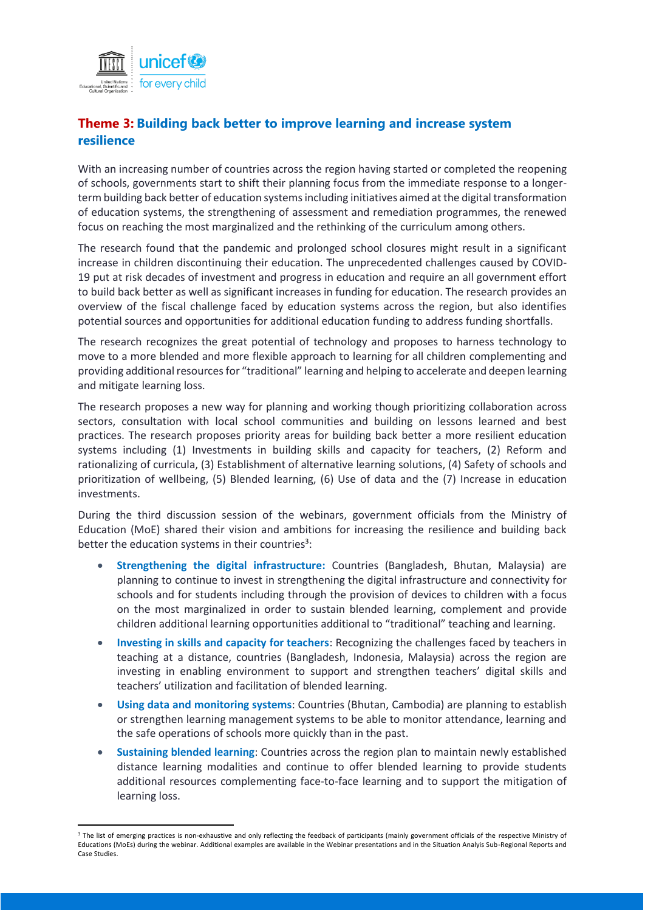## **Theme 3:** Building back better to improve learning and increase system resilience

With an increasing number of countries across the region having started or completed the reopening of schools, governments start to shift their planning focus from the immediate response to a longer-term building back better of education systems including initiatives aimed at the digital transformation of education systems, the strengthening of assessment and remediation programmes, the renewed focus on reaching the most marginalized and the rethinking of the curriculum among others.

The research found that the pandemic and prolonged school closures might result in a significant increase in children discontinuing their education. The unprecedented challenges caused by COVID-19 put at risk decades of investment and progress in education and require an all government effort to build back better as well as significant increases in funding for education. The research provides an overview of the fiscal challenge faced by education systems across the region, but also identifies potential sources and opportunities for additional education funding to address funding shortfalls.

The research recognizes the great potential of technology and proposes to harness technology to move to a more blended and more flexible approach to learning for all children complementing and providing additional resources for "traditional" learning and helping to accelerate and deepen learning and mitigate learning loss.

The research proposes a new way for planning and working though prioritizing collaboration across sectors, consultation with local school communities and building on lessons learned and best practices. The research proposes priority areas for building back better a more resilient education systems including (1) Investments in building skills and capacity for teachers, (2) Reform and rationalizing of curricula, (3) Establishment of alternative learning solutions, (4) Safety of schools and prioritization of wellbeing, (5) Blended learning, (6) Use of data and the (7) Increase in education investments.

During the third discussion session of the webinars, government officials from the Ministry of Education (MoE) shared their vision and ambitions for increasing the resilience and building back better the education systems in their countries[3]:

- **Strengthening the digital infrastructure:** Countries (Bangladesh, Bhutan, Malaysia) are planning to continue to invest in strengthening the digital infrastructure and connectivity for schools and for students including through the provision of devices to children with a focus on the most marginalized in order to sustain blended learning, complement and provide children additional learning opportunities additional to "traditional" teaching and learning.
- **Investing in skills and capacity for teachers**: Recognizing the challenges faced by teachers in teaching at a distance, countries (Bangladesh, Indonesia, Malaysia) across the region are investing in enabling environment to support and strengthen teachers' digital skills and teachers' utilization and facilitation of blended learning.
- **Using data and monitoring systems**: Countries (Bhutan, Cambodia) are planning to establish or strengthen learning management systems to be able to monitor attendance, learning and the safe operations of schools more quickly than in the past.
- **Sustaining blended learning**: Countries across the region plan to maintain newly established distance learning modalities and continue to offer blended learning to provide students additional resources complementing face-to-face learning and to support the mitigation of learning loss.

[3] The list of emerging practices is non-exhaustive and only reflecting the feedback of participants (mainly government officials of the respective Ministry of Educations (MoEs) during the webinar. Additional examples are available in the Webinar presentations and in the Situation Analyis Sub-Regional Reports and Case Studies.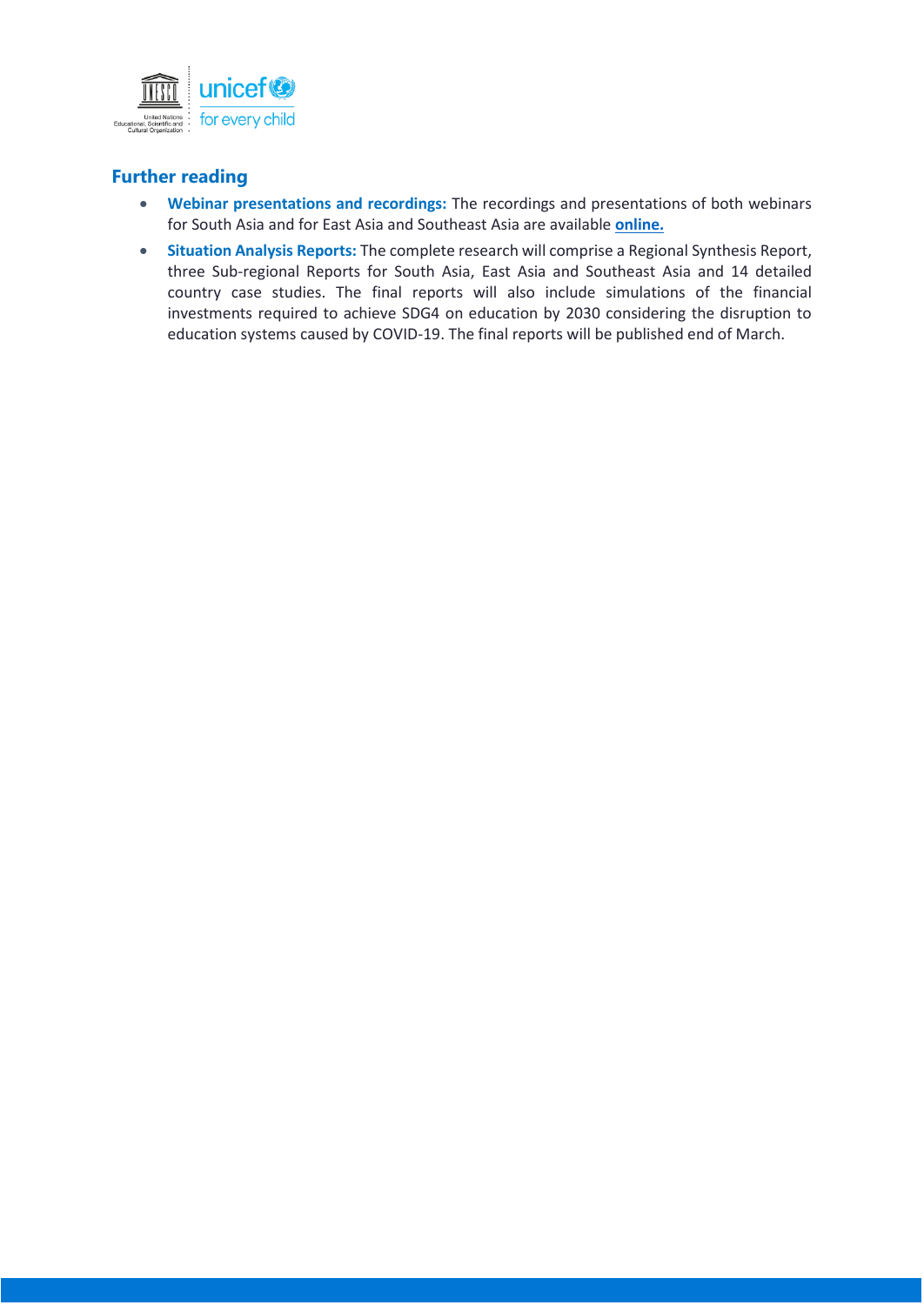## Further reading

- **Webinar presentations and recordings:** The recordings and presentations of both webinars for South Asia and for East Asia and Southeast Asia are available **online.**
- **Situation Analysis Reports:** The complete research will comprise a Regional Synthesis Report, three Sub-regional Reports for South Asia, East Asia and Southeast Asia and 14 detailed country case studies. The final reports will also include simulations of the financial investments required to achieve SDG4 on education by 2030 considering the disruption to education systems caused by COVID-19. The final reports will be published end of March.